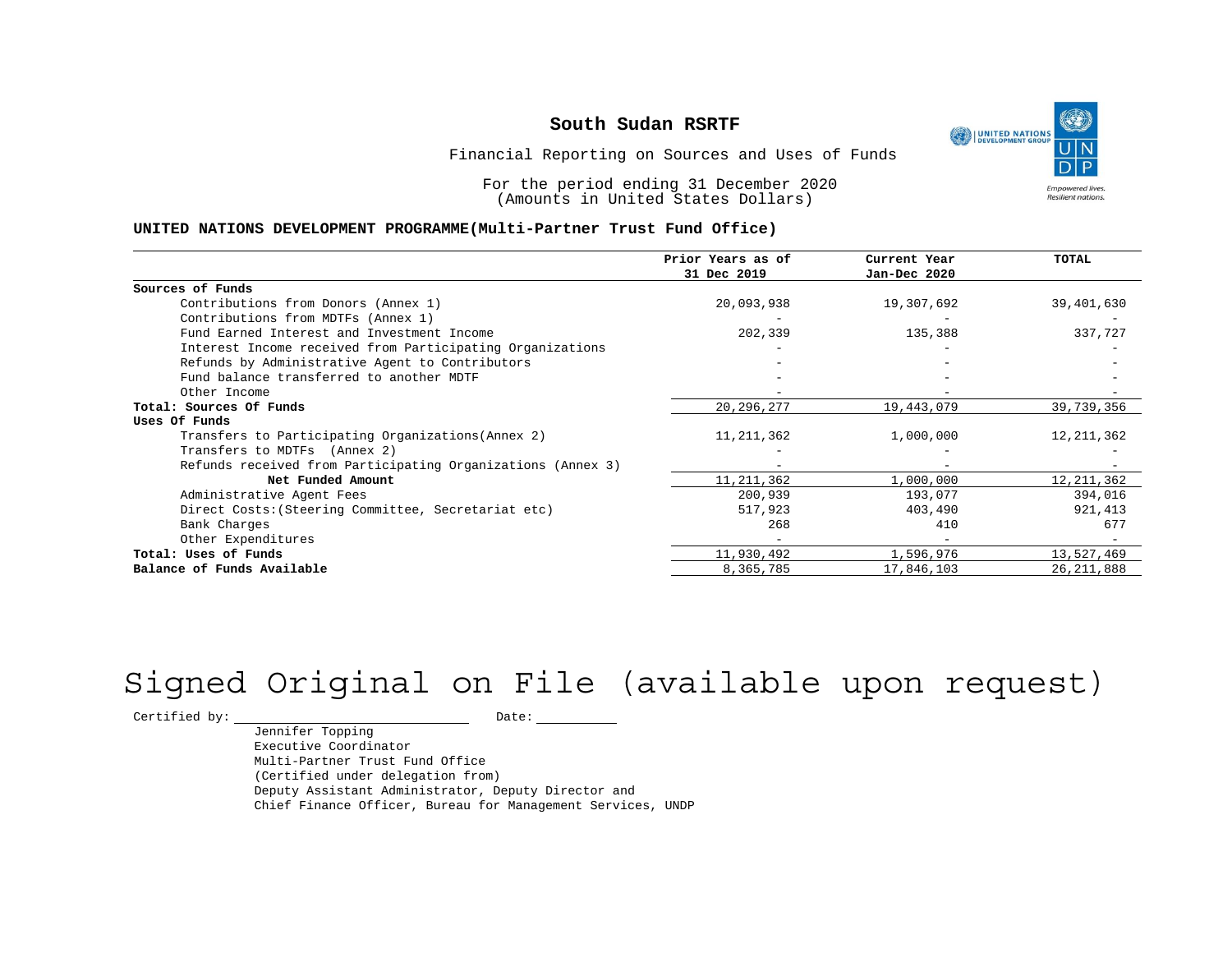# South Sudan RSRTF

Financial Reporting on Sources and Uses of Funds

For the period ending 31 December 2020
(Amounts in United States Dollars)

**UNITED NATIONS DEVELOPMENT PROGRAMME(Multi-Partner Trust Fund Office)**

| | Prior Years as of 31 Dec 2019 | Current Year Jan-Dec 2020 | TOTAL |
|---|---|---|---|
| **Sources of Funds** | | | |
| Contributions from Donors (Annex 1) | 20,093,938 | 19,307,692 | 39,401,630 |
| Contributions from MDTFs (Annex 1) | - | - | - |
| Fund Earned Interest and Investment Income | 202,339 | 135,388 | 337,727 |
| Interest Income received from Participating Organizations | - | - | - |
| Refunds by Administrative Agent to Contributors | - | - | - |
| Fund balance transferred to another MDTF | - | - | - |
| Other Income | - | - | - |
| **Total: Sources Of Funds** | 20,296,277 | 19,443,079 | 39,739,356 |
| **Uses Of Funds** | | | |
| Transfers to Participating Organizations(Annex 2) | 11,211,362 | 1,000,000 | 12,211,362 |
| Transfers to MDTFs (Annex 2) | - | - | - |
| Refunds received from Participating Organizations (Annex 3) | - | - | - |
| **Net Funded Amount** | 11,211,362 | 1,000,000 | 12,211,362 |
| Administrative Agent Fees | 200,939 | 193,077 | 394,016 |
| Direct Costs:(Steering Committee, Secretariat etc) | 517,923 | 403,490 | 921,413 |
| Bank Charges | 268 | 410 | 677 |
| Other Expenditures | - | - | - |
| **Total: Uses of Funds** | 11,930,492 | 1,596,976 | 13,527,469 |
| **Balance of Funds Available** | 8,365,785 | 17,846,103 | 26,211,888 |

Signed Original on File (available upon request)

Certified by: \_\_\_\_\_\_\_\_\_\_\_\_\_\_\_\_\_\_\_\_ Date: \_\_\_\_\_\_\_\_\_\_

Jennifer Topping
Executive Coordinator
Multi-Partner Trust Fund Office
(Certified under delegation from)
Deputy Assistant Administrator, Deputy Director and
Chief Finance Officer, Bureau for Management Services, UNDP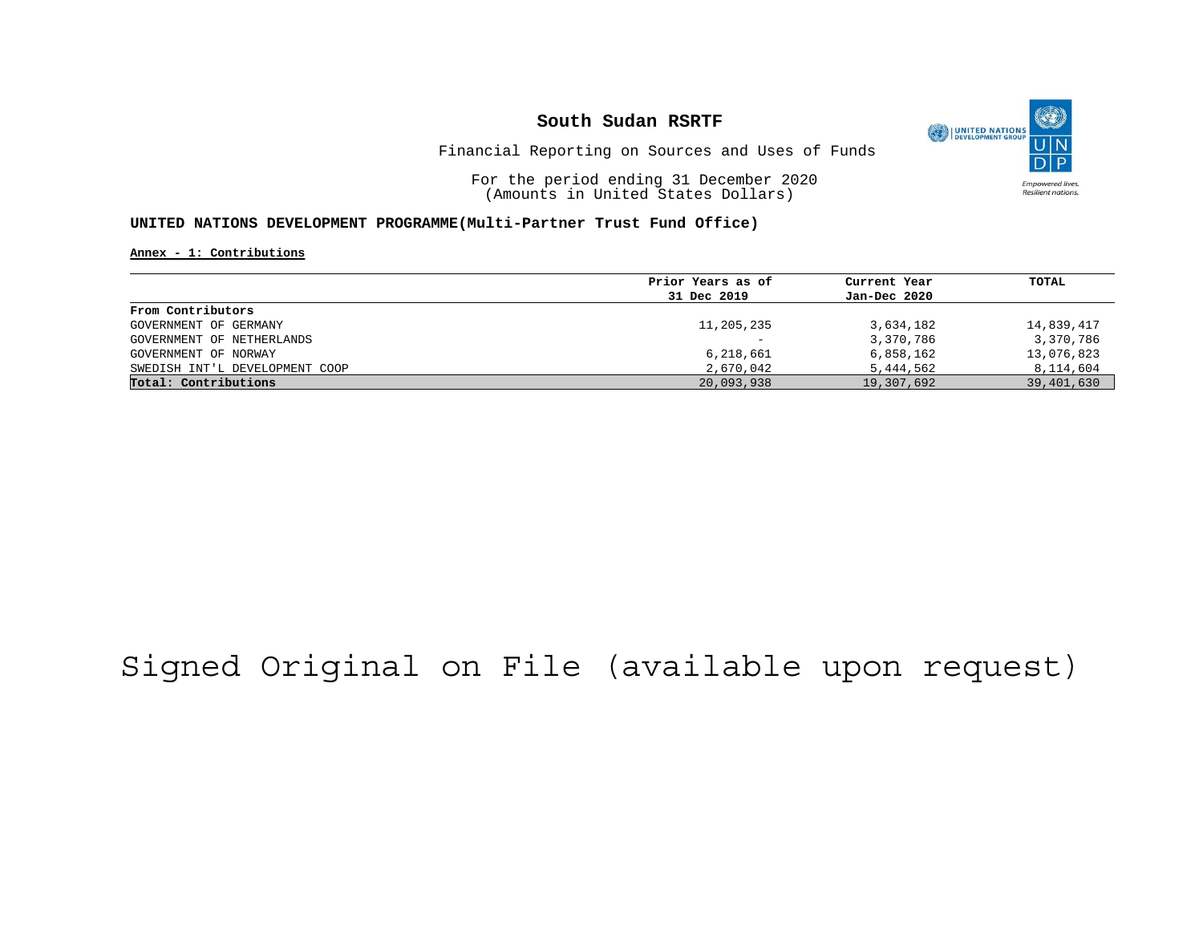# South Sudan RSRTF

Financial Reporting on Sources and Uses of Funds

For the period ending 31 December 2020
(Amounts in United States Dollars)

**UNITED NATIONS DEVELOPMENT PROGRAMME(Multi-Partner Trust Fund Office)**

**Annex - 1: Contributions**

| | Prior Years as of 31 Dec 2019 | Current Year Jan-Dec 2020 | TOTAL |
|---|---|---|---|
| **From Contributors** | | | |
| GOVERNMENT OF GERMANY | 11,205,235 | 3,634,182 | 14,839,417 |
| GOVERNMENT OF NETHERLANDS | - | 3,370,786 | 3,370,786 |
| GOVERNMENT OF NORWAY | 6,218,661 | 6,858,162 | 13,076,823 |
| SWEDISH INT'L DEVELOPMENT COOP | 2,670,042 | 5,444,562 | 8,114,604 |
| **Total: Contributions** | 20,093,938 | 19,307,692 | 39,401,630 |

Signed Original on File (available upon request)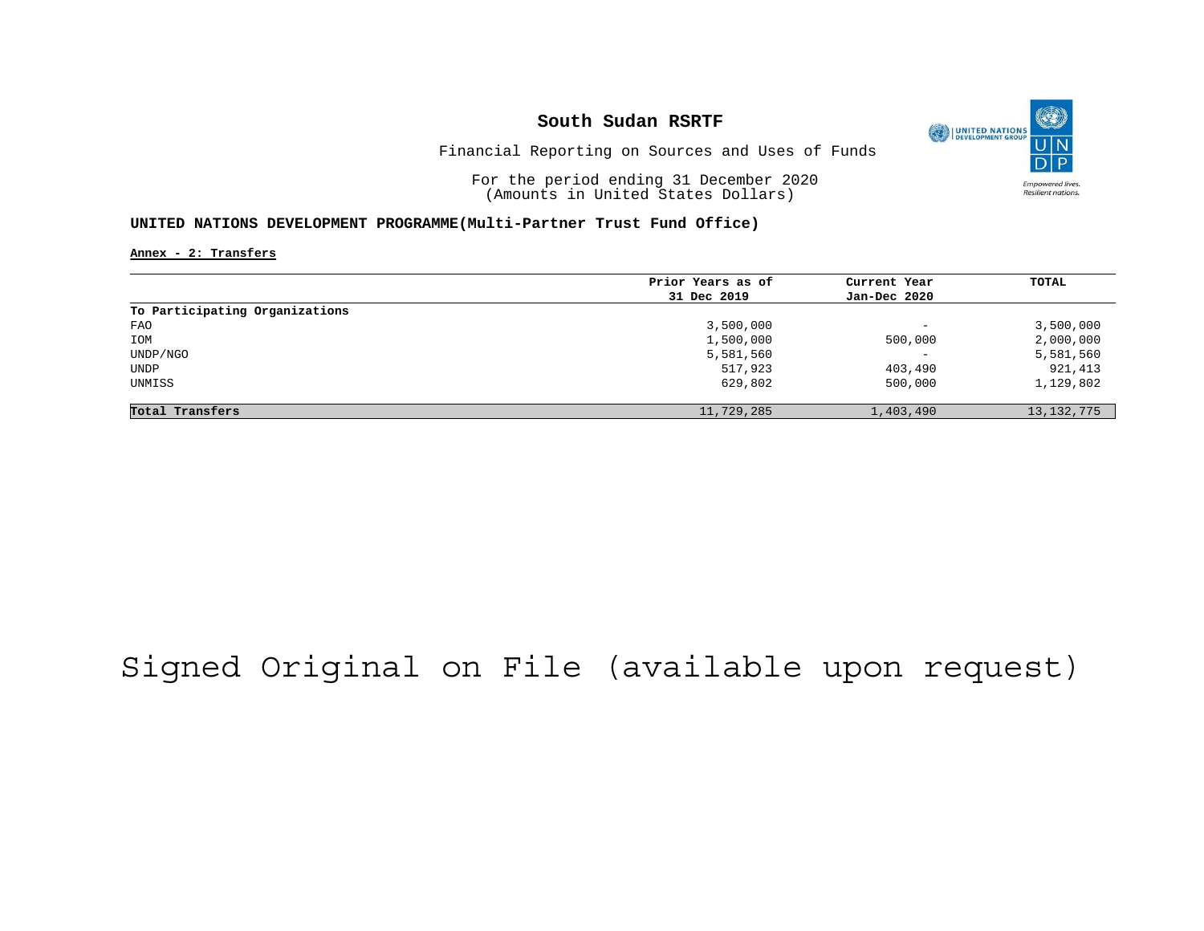# South Sudan RSRTF

Financial Reporting on Sources and Uses of Funds

For the period ending 31 December 2020
(Amounts in United States Dollars)

**UNITED NATIONS DEVELOPMENT PROGRAMME(Multi-Partner Trust Fund Office)**

**Annex - 2: Transfers**

| | Prior Years as of 31 Dec 2019 | Current Year Jan-Dec 2020 | TOTAL |
|---|---|---|---|
| **To Participating Organizations** | | | |
| FAO | 3,500,000 | - | 3,500,000 |
| IOM | 1,500,000 | 500,000 | 2,000,000 |
| UNDP/NGO | 5,581,560 | - | 5,581,560 |
| UNDP | 517,923 | 403,490 | 921,413 |
| UNMISS | 629,802 | 500,000 | 1,129,802 |
| **Total Transfers** | 11,729,285 | 1,403,490 | 13,132,775 |

Signed Original on File (available upon request)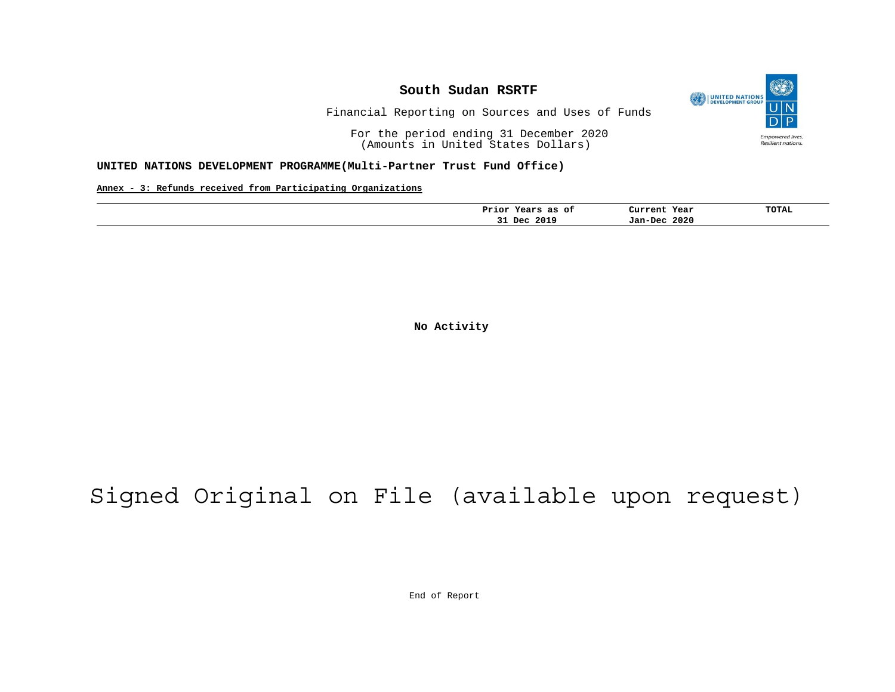# South Sudan RSRTF

Financial Reporting on Sources and Uses of Funds

For the period ending 31 December 2020
(Amounts in United States Dollars)

**UNITED NATIONS DEVELOPMENT PROGRAMME(Multi-Partner Trust Fund Office)**

**Annex - 3: Refunds received from Participating Organizations**

| | Prior Years as of 31 Dec 2019 | Current Year Jan-Dec 2020 | TOTAL |
|---|---|---|---|

**No Activity**

Signed Original on File (available upon request)

End of Report